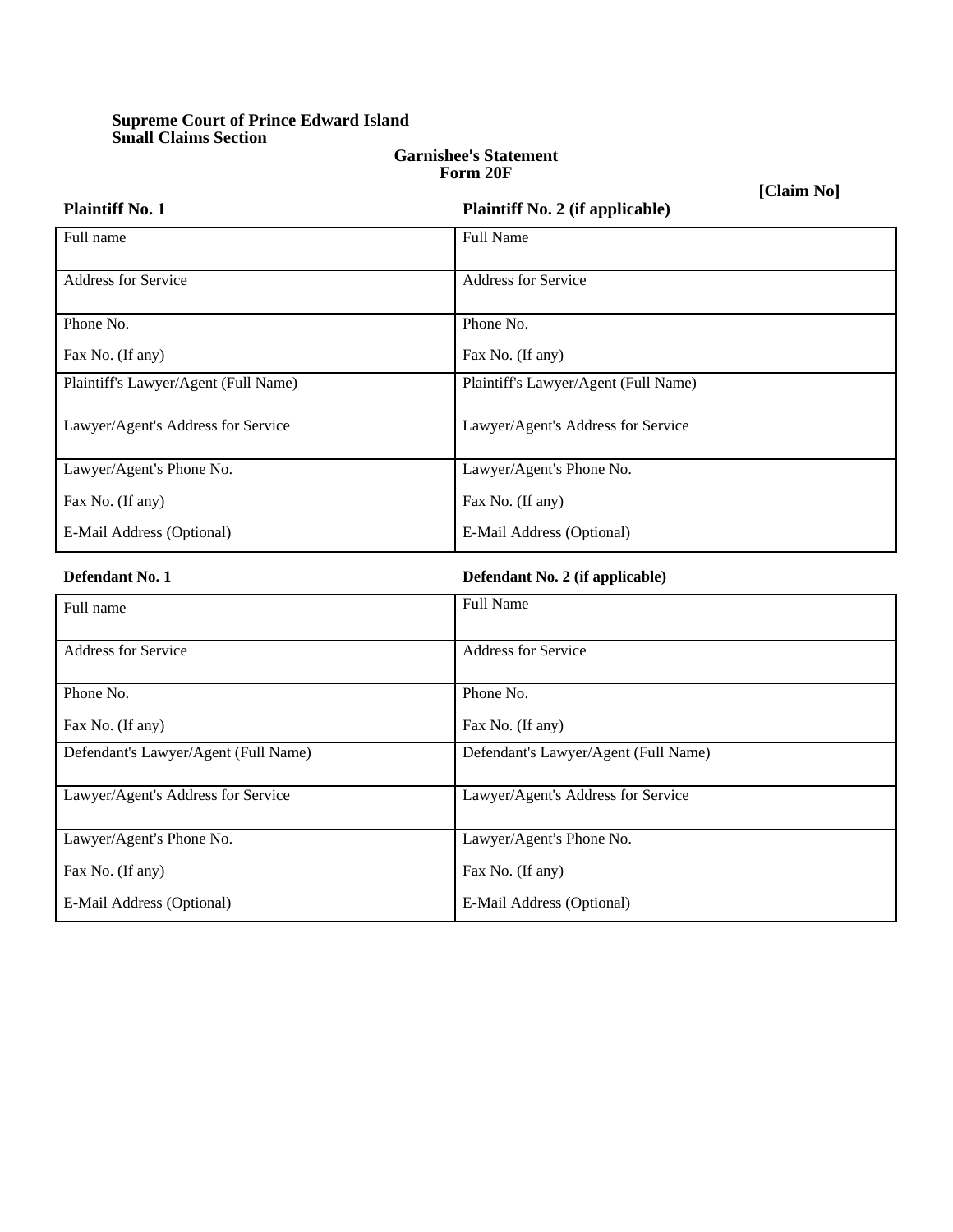**Supreme Court of Prince Edward Island**
**Small Claims Section**

**Garnishee's Statement**
**Form 20F**

**[Claim No]**

| **Plaintiff No. 1** | **Plaintiff No. 2 (if applicable)** |
|---|---|
| Full name | Full Name |
| Address for Service | Address for Service |
| Phone No.<br>Fax No. (If any) | Phone No.<br>Fax No. (If any) |
| Plaintiff's Lawyer/Agent (Full Name) | Plaintiff's Lawyer/Agent (Full Name) |
| Lawyer/Agent's Address for Service | Lawyer/Agent's Address for Service |
| Lawyer/Agent's Phone No.<br>Fax No. (If any)<br>E-Mail Address (Optional) | Lawyer/Agent's Phone No.<br>Fax No. (If any)<br>E-Mail Address (Optional) |

| **Defendant No. 1** | **Defendant No. 2 (if applicable)** |
|---|---|
| Full name | Full Name |
| Address for Service | Address for Service |
| Phone No.<br>Fax No. (If any) | Phone No.<br>Fax No. (If any) |
| Defendant's Lawyer/Agent (Full Name) | Defendant's Lawyer/Agent (Full Name) |
| Lawyer/Agent's Address for Service | Lawyer/Agent's Address for Service |
| Lawyer/Agent's Phone No.<br>Fax No. (If any)<br>E-Mail Address (Optional) | Lawyer/Agent's Phone No.<br>Fax No. (If any)<br>E-Mail Address (Optional) |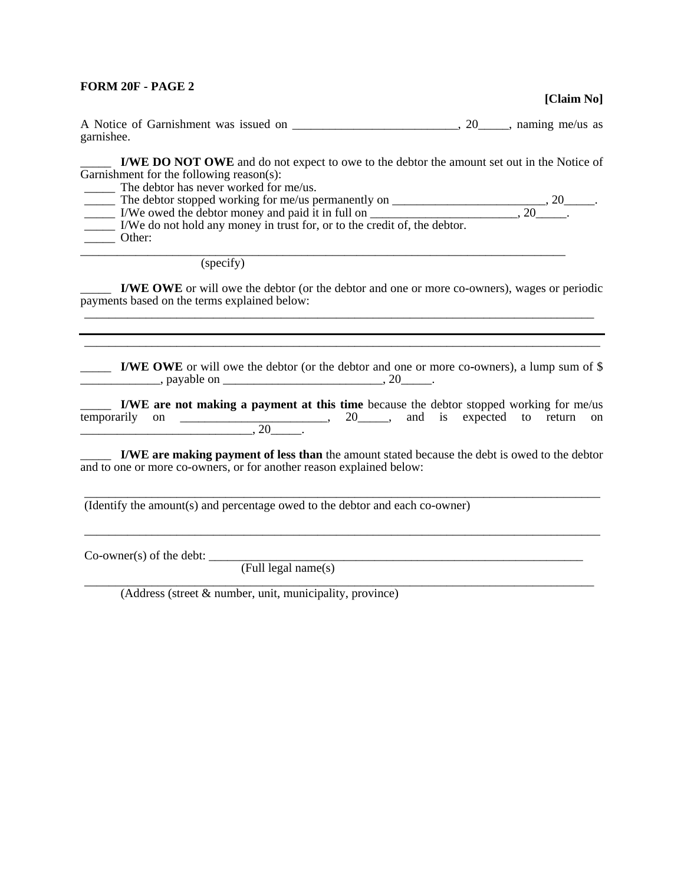**FORM 20F - PAGE 2**

**[Claim No]**

A Notice of Garnishment was issued on ___________________________, 20_____, naming me/us as garnishee.

_____ **I/WE DO NOT OWE** and do not expect to owe to the debtor the amount set out in the Notice of Garnishment for the following reason(s):

_____ The debtor has never worked for me/us.
_____ The debtor stopped working for me/us permanently on _________________________, 20_____.
_____ I/We owed the debtor money and paid it in full on ________________________, 20_____.
_____ I/We do not hold any money in trust for, or to the credit of, the debtor.
_____ Other:

____________________________________________________________________________________
(specify)

_____ **I/WE OWE** or will owe the debtor (or the debtor and one or more co-owners), wages or periodic payments based on the terms explained below:

____________________________________________________________________________________

____________________________________________________________________________________

_____ **I/WE OWE** or will owe the debtor (or the debtor and one or more co-owners), a lump sum of $ _____________, payable on __________________________, 20_____.

_____ **I/WE are not making a payment at this time** because the debtor stopped working for me/us temporarily on ________________________, 20_____, and is expected to return on ____________________________, 20_____.

_____ **I/WE are making payment of less than** the amount stated because the debt is owed to the debtor and to one or more co-owners, or for another reason explained below:

____________________________________________________________________________________
(Identify the amount(s) and percentage owed to the debtor and each co-owner)

____________________________________________________________________________________

Co-owner(s) of the debt: _________________________________________________________________
(Full legal name(s)

____________________________________________________________________________________
(Address (street & number, unit, municipality, province)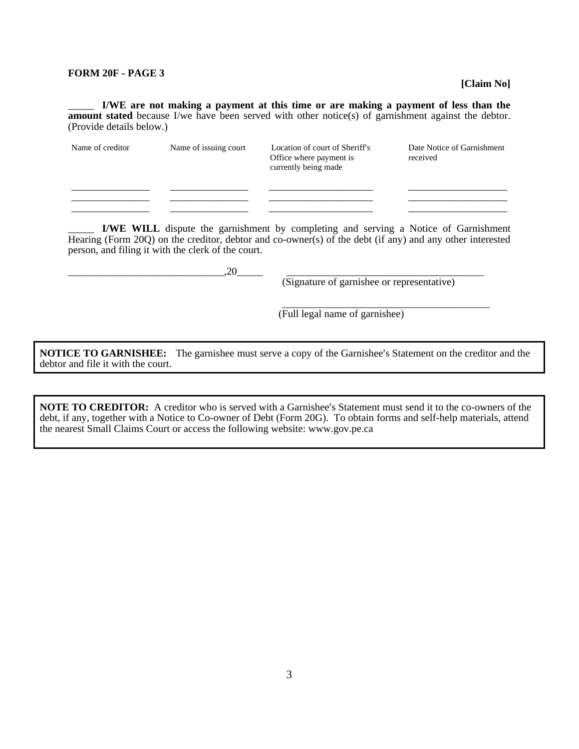**FORM 20F - PAGE 3**

**[Claim No]**

_____ **I/WE are not making a payment at this time or are making a payment of less than the amount stated** because I/we have been served with other notice(s) of garnishment against the debtor. (Provide details below.)

| Name of creditor | Name of issuing court | Location of court of Sheriff's Office where payment is currently being made | Date Notice of Garnishment received |
|---|---|---|---|
| ________________ | ________________ | ______________________ | ____________________ |
| ________________ | ________________ | ______________________ | ____________________ |
| ________________ | ________________ | ______________________ | ____________________ |

_____ **I/WE WILL** dispute the garnishment by completing and serving a Notice of Garnishment Hearing (Form 20Q) on the creditor, debtor and co-owner(s) of the debt (if any) and any other interested person, and filing it with the clerk of the court.

______________________________,20_____

________________________________________
(Signature of garnishee or representative)

________________________________________
(Full legal name of garnishee)

**NOTICE TO GARNISHEE:** The garnishee must serve a copy of the Garnishee's Statement on the creditor and the debtor and file it with the court.

**NOTE TO CREDITOR:** A creditor who is served with a Garnishee's Statement must send it to the co-owners of the debt, if any, together with a Notice to Co-owner of Debt (Form 20G). To obtain forms and self-help materials, attend the nearest Small Claims Court or access the following website: www.gov.pe.ca